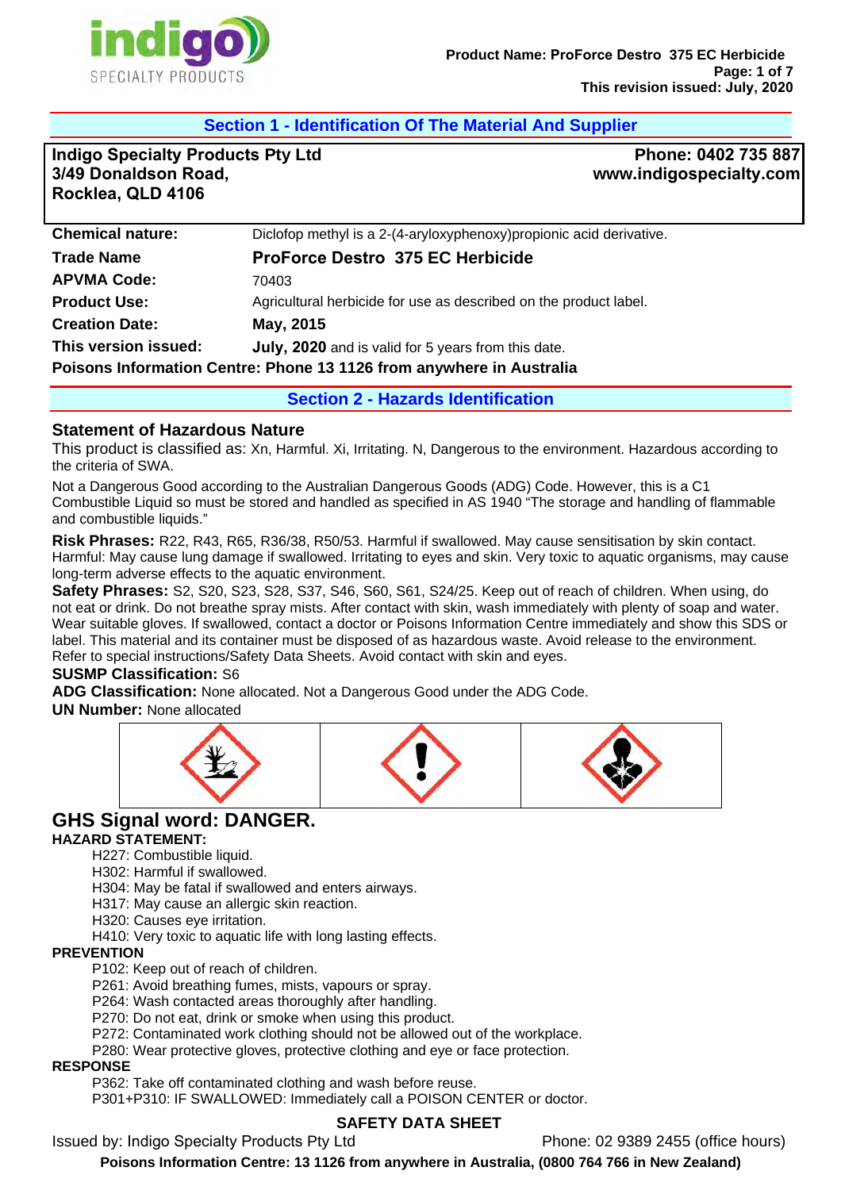## Section 1 - Identification Of The Material And Supplier

**Indigo Specialty Products Pty Ltd**
**3/49 Donaldson Road,**
**Rocklea, QLD 4106**

**Phone: 0402 735 887**
**www.indigospecialty.com**

| | |
|---|---|
| **Chemical nature:** | Diclofop methyl is a 2-(4-aryloxyphenoxy)propionic acid derivative. |
| **Trade Name** | **ProForce Destro 375 EC Herbicide** |
| **APVMA Code:** | 70403 |
| **Product Use:** | Agricultural herbicide for use as described on the product label. |
| **Creation Date:** | **May, 2015** |
| **This version issued:** | **July, 2020** and is valid for 5 years from this date. |

**Poisons Information Centre: Phone 13 1126 from anywhere in Australia**

## Section 2 - Hazards Identification

### Statement of Hazardous Nature

This product is classified as: Xn, Harmful. Xi, Irritating. N, Dangerous to the environment. Hazardous according to the criteria of SWA.

Not a Dangerous Good according to the Australian Dangerous Goods (ADG) Code. However, this is a C1 Combustible Liquid so must be stored and handled as specified in AS 1940 "The storage and handling of flammable and combustible liquids."

**Risk Phrases:** R22, R43, R65, R36/38, R50/53. Harmful if swallowed. May cause sensitisation by skin contact. Harmful: May cause lung damage if swallowed. Irritating to eyes and skin. Very toxic to aquatic organisms, may cause long-term adverse effects to the aquatic environment.

**Safety Phrases:** S2, S20, S23, S28, S37, S46, S60, S61, S24/25. Keep out of reach of children. When using, do not eat or drink. Do not breathe spray mists. After contact with skin, wash immediately with plenty of soap and water. Wear suitable gloves. If swallowed, contact a doctor or Poisons Information Centre immediately and show this SDS or label. This material and its container must be disposed of as hazardous waste. Avoid release to the environment. Refer to special instructions/Safety Data Sheets. Avoid contact with skin and eyes.

**SUSMP Classification:** S6

**ADG Classification:** None allocated. Not a Dangerous Good under the ADG Code.

**UN Number:** None allocated

## GHS Signal word: DANGER.

**HAZARD STATEMENT:**

- H227: Combustible liquid.
- H302: Harmful if swallowed.
- H304: May be fatal if swallowed and enters airways.
- H317: May cause an allergic skin reaction.
- H320: Causes eye irritation.
- H410: Very toxic to aquatic life with long lasting effects.

**PREVENTION**

- P102: Keep out of reach of children.
- P261: Avoid breathing fumes, mists, vapours or spray.
- P264: Wash contacted areas thoroughly after handling.
- P270: Do not eat, drink or smoke when using this product.
- P272: Contaminated work clothing should not be allowed out of the workplace.
- P280: Wear protective gloves, protective clothing and eye or face protection.

**RESPONSE**

- P362: Take off contaminated clothing and wash before reuse.
- P301+P310: IF SWALLOWED: Immediately call a POISON CENTER or doctor.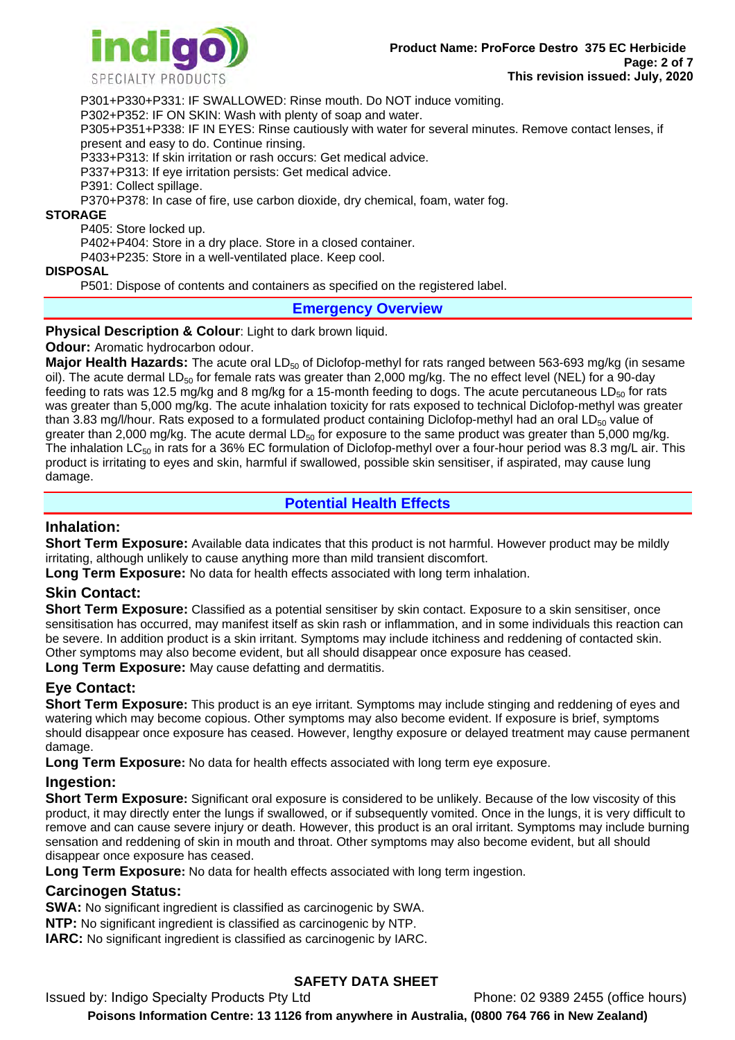P301+P330+P331: IF SWALLOWED: Rinse mouth. Do NOT induce vomiting.

P302+P352: IF ON SKIN: Wash with plenty of soap and water.

P305+P351+P338: IF IN EYES: Rinse cautiously with water for several minutes. Remove contact lenses, if present and easy to do. Continue rinsing.

P333+P313: If skin irritation or rash occurs: Get medical advice.

P337+P313: If eye irritation persists: Get medical advice.

P391: Collect spillage.

P370+P378: In case of fire, use carbon dioxide, dry chemical, foam, water fog.

**STORAGE**

P405: Store locked up.

P402+P404: Store in a dry place. Store in a closed container.

P403+P235: Store in a well-ventilated place. Keep cool.

**DISPOSAL**

P501: Dispose of contents and containers as specified on the registered label.

## Emergency Overview

**Physical Description & Colour**: Light to dark brown liquid.

**Odour:** Aromatic hydrocarbon odour.

**Major Health Hazards:** The acute oral $LD_{50}$ of Diclofop-methyl for rats ranged between 563-693 mg/kg (in sesame oil). The acute dermal $LD_{50}$ for female rats was greater than 2,000 mg/kg. The no effect level (NEL) for a 90-day feeding to rats was 12.5 mg/kg and 8 mg/kg for a 15-month feeding to dogs. The acute percutaneous $LD_{50}$ for rats was greater than 5,000 mg/kg. The acute inhalation toxicity for rats exposed to technical Diclofop-methyl was greater than 3.83 mg/l/hour. Rats exposed to a formulated product containing Diclofop-methyl had an oral $LD_{50}$ value of greater than 2,000 mg/kg. The acute dermal $LD_{50}$ for exposure to the same product was greater than 5,000 mg/kg. The inhalation $LC_{50}$ in rats for a 36% EC formulation of Diclofop-methyl over a four-hour period was 8.3 mg/L air. This product is irritating to eyes and skin, harmful if swallowed, possible skin sensitiser, if aspirated, may cause lung damage.

## Potential Health Effects

### Inhalation:

**Short Term Exposure:** Available data indicates that this product is not harmful. However product may be mildly irritating, although unlikely to cause anything more than mild transient discomfort.

**Long Term Exposure:** No data for health effects associated with long term inhalation.

### Skin Contact:

**Short Term Exposure:** Classified as a potential sensitiser by skin contact. Exposure to a skin sensitiser, once sensitisation has occurred, may manifest itself as skin rash or inflammation, and in some individuals this reaction can be severe. In addition product is a skin irritant. Symptoms may include itchiness and reddening of contacted skin. Other symptoms may also become evident, but all should disappear once exposure has ceased.

**Long Term Exposure:** May cause defatting and dermatitis.

### Eye Contact:

**Short Term Exposure:** This product is an eye irritant. Symptoms may include stinging and reddening of eyes and watering which may become copious. Other symptoms may also become evident. If exposure is brief, symptoms should disappear once exposure has ceased. However, lengthy exposure or delayed treatment may cause permanent damage.

**Long Term Exposure:** No data for health effects associated with long term eye exposure.

### Ingestion:

**Short Term Exposure:** Significant oral exposure is considered to be unlikely. Because of the low viscosity of this product, it may directly enter the lungs if swallowed, or if subsequently vomited. Once in the lungs, it is very difficult to remove and can cause severe injury or death. However, this product is an oral irritant. Symptoms may include burning sensation and reddening of skin in mouth and throat. Other symptoms may also become evident, but all should disappear once exposure has ceased.

**Long Term Exposure:** No data for health effects associated with long term ingestion.

### Carcinogen Status:

**SWA:** No significant ingredient is classified as carcinogenic by SWA.

**NTP:** No significant ingredient is classified as carcinogenic by NTP.

**IARC:** No significant ingredient is classified as carcinogenic by IARC.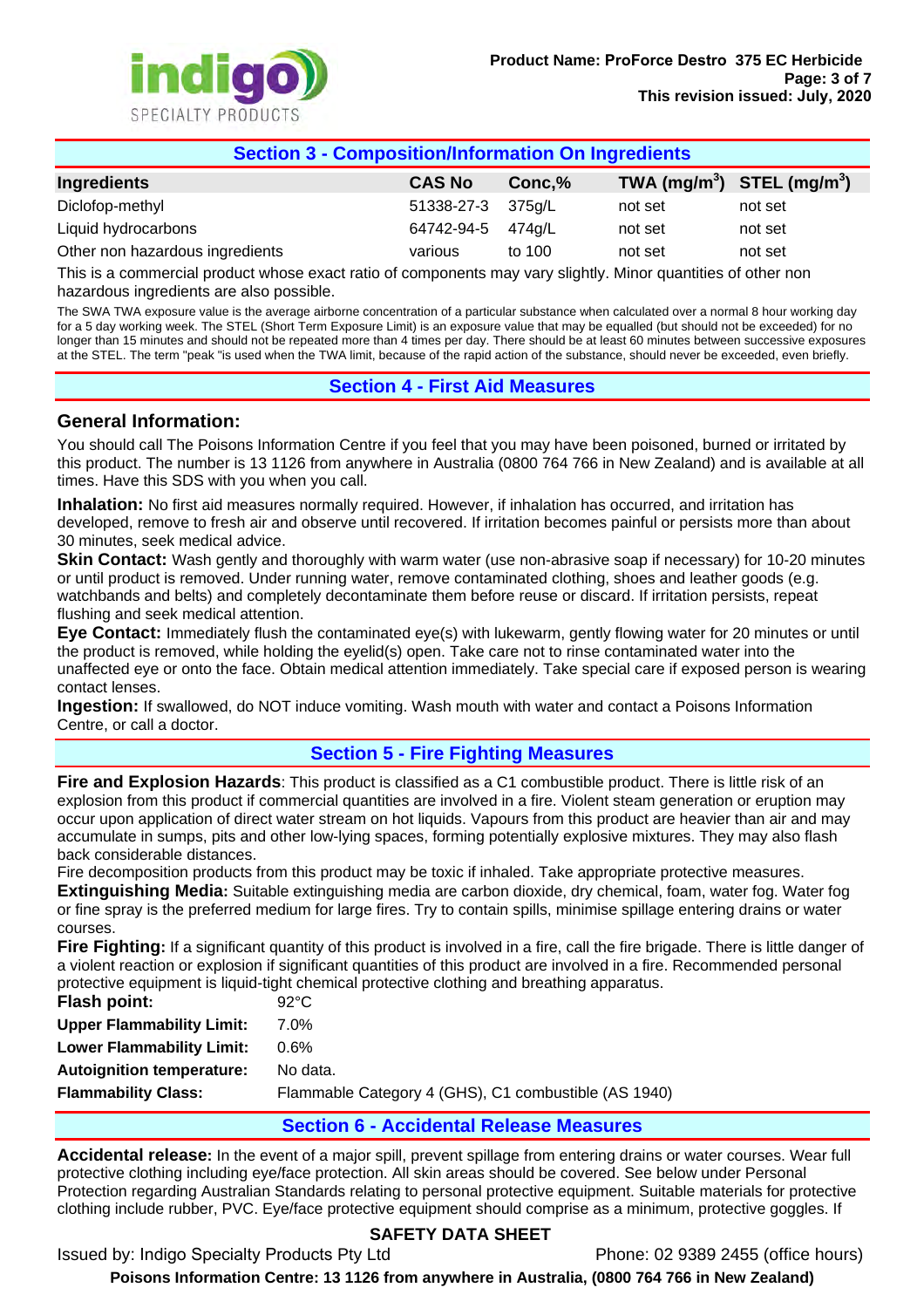## Section 3 - Composition/Information On Ingredients

| Ingredients | CAS No | Conc,% | TWA (mg/m$^3$) | STEL (mg/m$^3$) |
|---|---|---|---|---|
| Diclofop-methyl | 51338-27-3 | 375g/L | not set | not set |
| Liquid hydrocarbons | 64742-94-5 | 474g/L | not set | not set |
| Other non hazardous ingredients | various | to 100 | not set | not set |

This is a commercial product whose exact ratio of components may vary slightly. Minor quantities of other non hazardous ingredients are also possible.

The SWA TWA exposure value is the average airborne concentration of a particular substance when calculated over a normal 8 hour working day for a 5 day working week. The STEL (Short Term Exposure Limit) is an exposure value that may be equalled (but should not be exceeded) for no longer than 15 minutes and should not be repeated more than 4 times per day. There should be at least 60 minutes between successive exposures at the STEL. The term "peak "is used when the TWA limit, because of the rapid action of the substance, should never be exceeded, even briefly.

## Section 4 - First Aid Measures

### General Information:

You should call The Poisons Information Centre if you feel that you may have been poisoned, burned or irritated by this product. The number is 13 1126 from anywhere in Australia (0800 764 766 in New Zealand) and is available at all times. Have this SDS with you when you call.

**Inhalation:** No first aid measures normally required. However, if inhalation has occurred, and irritation has developed, remove to fresh air and observe until recovered. If irritation becomes painful or persists more than about 30 minutes, seek medical advice.

**Skin Contact:** Wash gently and thoroughly with warm water (use non-abrasive soap if necessary) for 10-20 minutes or until product is removed. Under running water, remove contaminated clothing, shoes and leather goods (e.g. watchbands and belts) and completely decontaminate them before reuse or discard. If irritation persists, repeat flushing and seek medical attention.

**Eye Contact:** Immediately flush the contaminated eye(s) with lukewarm, gently flowing water for 20 minutes or until the product is removed, while holding the eyelid(s) open. Take care not to rinse contaminated water into the unaffected eye or onto the face. Obtain medical attention immediately. Take special care if exposed person is wearing contact lenses.

**Ingestion:** If swallowed, do NOT induce vomiting. Wash mouth with water and contact a Poisons Information Centre, or call a doctor.

## Section 5 - Fire Fighting Measures

**Fire and Explosion Hazards**: This product is classified as a C1 combustible product. There is little risk of an explosion from this product if commercial quantities are involved in a fire. Violent steam generation or eruption may occur upon application of direct water stream on hot liquids. Vapours from this product are heavier than air and may accumulate in sumps, pits and other low-lying spaces, forming potentially explosive mixtures. They may also flash back considerable distances.

Fire decomposition products from this product may be toxic if inhaled. Take appropriate protective measures.

**Extinguishing Media:** Suitable extinguishing media are carbon dioxide, dry chemical, foam, water fog. Water fog or fine spray is the preferred medium for large fires. Try to contain spills, minimise spillage entering drains or water courses.

**Fire Fighting:** If a significant quantity of this product is involved in a fire, call the fire brigade. There is little danger of a violent reaction or explosion if significant quantities of this product are involved in a fire. Recommended personal protective equipment is liquid-tight chemical protective clothing and breathing apparatus.

| | |
|---|---|
| **Flash point:** | 92°C |
| **Upper Flammability Limit:** | 7.0% |
| **Lower Flammability Limit:** | 0.6% |
| **Autoignition temperature:** | No data. |
| **Flammability Class:** | Flammable Category 4 (GHS), C1 combustible (AS 1940) |

## Section 6 - Accidental Release Measures

**Accidental release:** In the event of a major spill, prevent spillage from entering drains or water courses. Wear full protective clothing including eye/face protection. All skin areas should be covered. See below under Personal Protection regarding Australian Standards relating to personal protective equipment. Suitable materials for protective clothing include rubber, PVC. Eye/face protective equipment should comprise as a minimum, protective goggles. If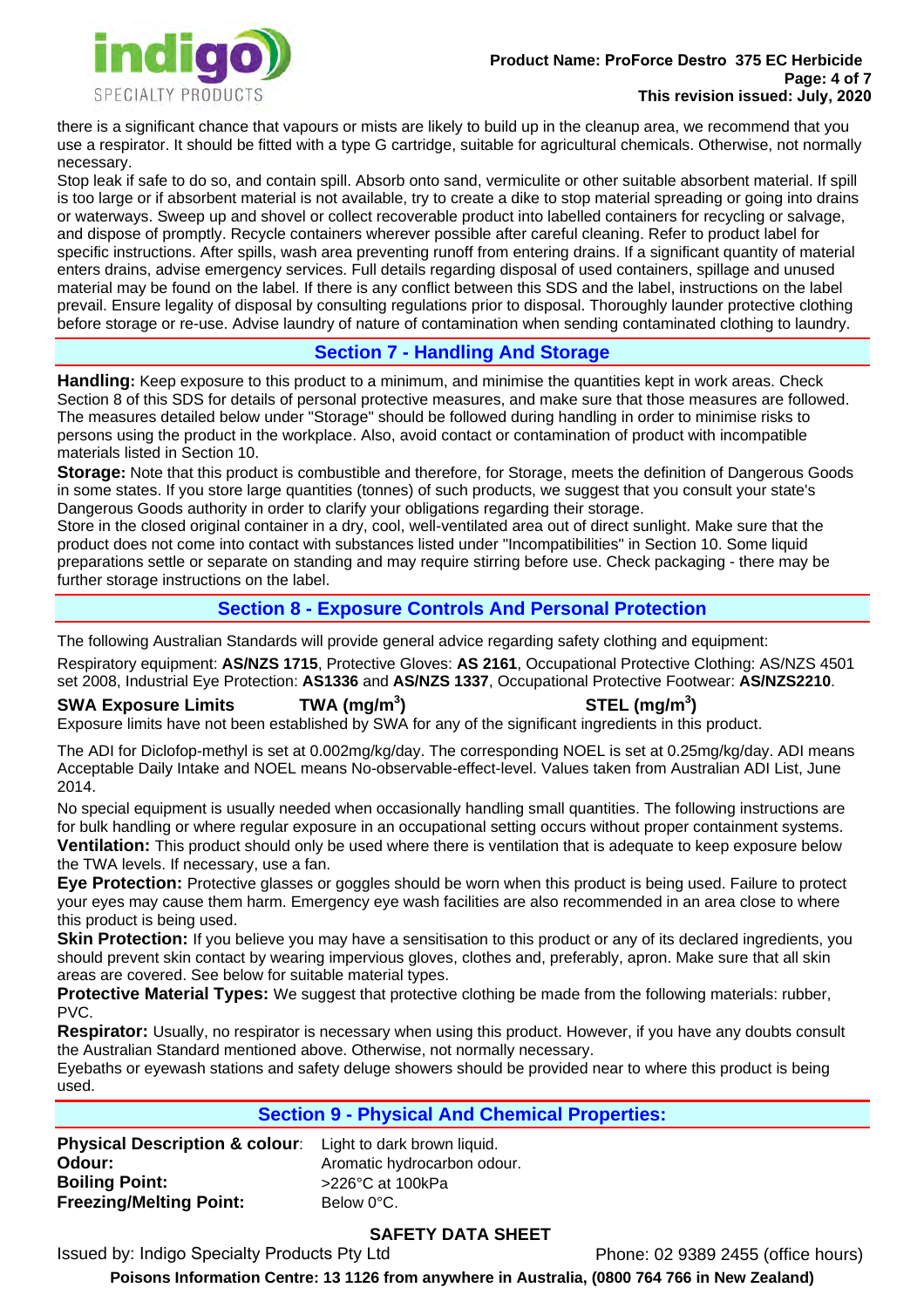there is a significant chance that vapours or mists are likely to build up in the cleanup area, we recommend that you use a respirator. It should be fitted with a type G cartridge, suitable for agricultural chemicals. Otherwise, not normally necessary.

Stop leak if safe to do so, and contain spill. Absorb onto sand, vermiculite or other suitable absorbent material. If spill is too large or if absorbent material is not available, try to create a dike to stop material spreading or going into drains or waterways. Sweep up and shovel or collect recoverable product into labelled containers for recycling or salvage, and dispose of promptly. Recycle containers wherever possible after careful cleaning. Refer to product label for specific instructions. After spills, wash area preventing runoff from entering drains. If a significant quantity of material enters drains, advise emergency services. Full details regarding disposal of used containers, spillage and unused material may be found on the label. If there is any conflict between this SDS and the label, instructions on the label prevail. Ensure legality of disposal by consulting regulations prior to disposal. Thoroughly launder protective clothing before storage or re-use. Advise laundry of nature of contamination when sending contaminated clothing to laundry.

## Section 7 - Handling And Storage

**Handling:** Keep exposure to this product to a minimum, and minimise the quantities kept in work areas. Check Section 8 of this SDS for details of personal protective measures, and make sure that those measures are followed. The measures detailed below under "Storage" should be followed during handling in order to minimise risks to persons using the product in the workplace. Also, avoid contact or contamination of product with incompatible materials listed in Section 10.

**Storage:** Note that this product is combustible and therefore, for Storage, meets the definition of Dangerous Goods in some states. If you store large quantities (tonnes) of such products, we suggest that you consult your state's Dangerous Goods authority in order to clarify your obligations regarding their storage.

Store in the closed original container in a dry, cool, well-ventilated area out of direct sunlight. Make sure that the product does not come into contact with substances listed under "Incompatibilities" in Section 10. Some liquid preparations settle or separate on standing and may require stirring before use. Check packaging - there may be further storage instructions on the label.

## Section 8 - Exposure Controls And Personal Protection

The following Australian Standards will provide general advice regarding safety clothing and equipment:

Respiratory equipment: **AS/NZS 1715**, Protective Gloves: **AS 2161**, Occupational Protective Clothing: AS/NZS 4501 set 2008, Industrial Eye Protection: **AS1336** and **AS/NZS 1337**, Occupational Protective Footwear: **AS/NZS2210**.

| SWA Exposure Limits | TWA ($mg/m^3$) | STEL ($mg/m^3$) |
|---|---|---|

Exposure limits have not been established by SWA for any of the significant ingredients in this product.

The ADI for Diclofop-methyl is set at 0.002mg/kg/day. The corresponding NOEL is set at 0.25mg/kg/day. ADI means Acceptable Daily Intake and NOEL means No-observable-effect-level. Values taken from Australian ADI List, June 2014.

No special equipment is usually needed when occasionally handling small quantities. The following instructions are for bulk handling or where regular exposure in an occupational setting occurs without proper containment systems.

**Ventilation:** This product should only be used where there is ventilation that is adequate to keep exposure below the TWA levels. If necessary, use a fan.

**Eye Protection:** Protective glasses or goggles should be worn when this product is being used. Failure to protect your eyes may cause them harm. Emergency eye wash facilities are also recommended in an area close to where this product is being used.

**Skin Protection:** If you believe you may have a sensitisation to this product or any of its declared ingredients, you should prevent skin contact by wearing impervious gloves, clothes and, preferably, apron. Make sure that all skin areas are covered. See below for suitable material types.

**Protective Material Types:** We suggest that protective clothing be made from the following materials: rubber, PVC.

**Respirator:** Usually, no respirator is necessary when using this product. However, if you have any doubts consult the Australian Standard mentioned above. Otherwise, not normally necessary.

Eyebaths or eyewash stations and safety deluge showers should be provided near to where this product is being used.

## Section 9 - Physical And Chemical Properties:

| | |
|---|---|
| **Physical Description & colour**: | Light to dark brown liquid. |
| **Odour:** | Aromatic hydrocarbon odour. |
| **Boiling Point:** | >226°C at 100kPa |
| **Freezing/Melting Point:** | Below 0°C. |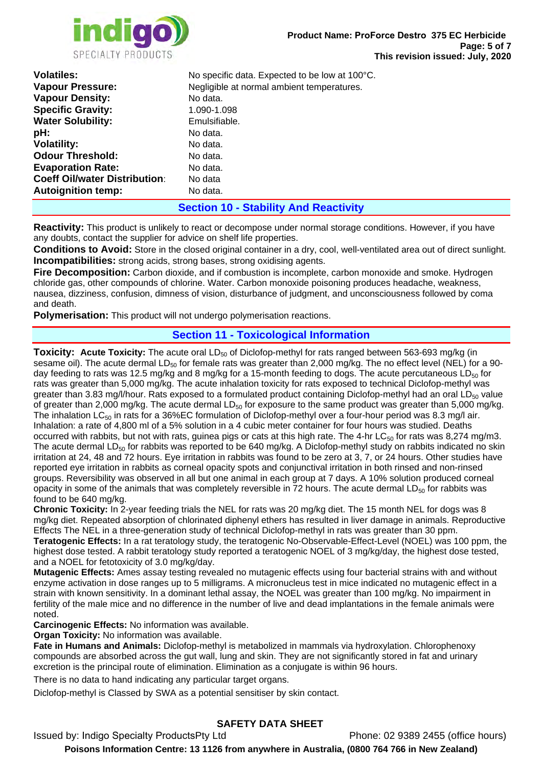| | |
|---|---|
| **Volatiles:** | No specific data. Expected to be low at 100°C. |
| **Vapour Pressure:** | Negligible at normal ambient temperatures. |
| **Vapour Density:** | No data. |
| **Specific Gravity:** | 1.090-1.098 |
| **Water Solubility:** | Emulsifiable. |
| **pH:** | No data. |
| **Volatility:** | No data. |
| **Odour Threshold:** | No data. |
| **Evaporation Rate:** | No data. |
| **Coeff Oil/water Distribution:** | No data |
| **Autoignition temp:** | No data. |

## Section 10 - Stability And Reactivity

**Reactivity:** This product is unlikely to react or decompose under normal storage conditions. However, if you have any doubts, contact the supplier for advice on shelf life properties.

**Conditions to Avoid:** Store in the closed original container in a dry, cool, well-ventilated area out of direct sunlight.

**Incompatibilities:** strong acids, strong bases, strong oxidising agents.

**Fire Decomposition:** Carbon dioxide, and if combustion is incomplete, carbon monoxide and smoke. Hydrogen chloride gas, other compounds of chlorine. Water. Carbon monoxide poisoning produces headache, weakness, nausea, dizziness, confusion, dimness of vision, disturbance of judgment, and unconsciousness followed by coma and death.

**Polymerisation:** This product will not undergo polymerisation reactions.

## Section 11 - Toxicological Information

**Toxicity: Acute Toxicity:** The acute oral $LD_{50}$ of Diclofop-methyl for rats ranged between 563-693 mg/kg (in sesame oil). The acute dermal $LD_{50}$ for female rats was greater than 2,000 mg/kg. The no effect level (NEL) for a 90-day feeding to rats was 12.5 mg/kg and 8 mg/kg for a 15-month feeding to dogs. The acute percutaneous $LD_{50}$ for rats was greater than 5,000 mg/kg. The acute inhalation toxicity for rats exposed to technical Diclofop-methyl was greater than 3.83 mg/l/hour. Rats exposed to a formulated product containing Diclofop-methyl had an oral $LD_{50}$ value of greater than 2,000 mg/kg. The acute dermal $LD_{50}$ for exposure to the same product was greater than 5,000 mg/kg. The inhalation $LC_{50}$ in rats for a 36%EC formulation of Diclofop-methyl over a four-hour period was 8.3 mg/l air. Inhalation: a rate of 4,800 ml of a 5% solution in a 4 cubic meter container for four hours was studied. Deaths occurred with rabbits, but not with rats, guinea pigs or cats at this high rate. The 4-hr $LC_{50}$ for rats was 8,274 mg/m3. The acute dermal $LD_{50}$ for rabbits was reported to be 640 mg/kg. A Diclofop-methyl study on rabbits indicated no skin irritation at 24, 48 and 72 hours. Eye irritation in rabbits was found to be zero at 3, 7, or 24 hours. Other studies have reported eye irritation in rabbits as corneal opacity spots and conjunctival irritation in both rinsed and non-rinsed groups. Reversibility was observed in all but one animal in each group at 7 days. A 10% solution produced corneal opacity in some of the animals that was completely reversible in 72 hours. The acute dermal $LD_{50}$ for rabbits was found to be 640 mg/kg.

**Chronic Toxicity:** In 2-year feeding trials the NEL for rats was 20 mg/kg diet. The 15 month NEL for dogs was 8 mg/kg diet. Repeated absorption of chlorinated diphenyl ethers has resulted in liver damage in animals. Reproductive Effects The NEL in a three-generation study of technical Diclofop-methyl in rats was greater than 30 ppm.

**Teratogenic Effects:** In a rat teratology study, the teratogenic No-Observable-Effect-Level (NOEL) was 100 ppm, the highest dose tested. A rabbit teratology study reported a teratogenic NOEL of 3 mg/kg/day, the highest dose tested, and a NOEL for fetotoxicity of 3.0 mg/kg/day.

**Mutagenic Effects:** Ames assay testing revealed no mutagenic effects using four bacterial strains with and without enzyme activation in dose ranges up to 5 milligrams. A micronucleus test in mice indicated no mutagenic effect in a strain with known sensitivity. In a dominant lethal assay, the NOEL was greater than 100 mg/kg. No impairment in fertility of the male mice and no difference in the number of live and dead implantations in the female animals were noted.

**Carcinogenic Effects:** No information was available.

**Organ Toxicity:** No information was available.

**Fate in Humans and Animals:** Diclofop-methyl is metabolized in mammals via hydroxylation. Chlorophenoxy compounds are absorbed across the gut wall, lung and skin. They are not significantly stored in fat and urinary excretion is the principal route of elimination. Elimination as a conjugate is within 96 hours.

There is no data to hand indicating any particular target organs.

Diclofop-methyl is Classed by SWA as a potential sensitiser by skin contact.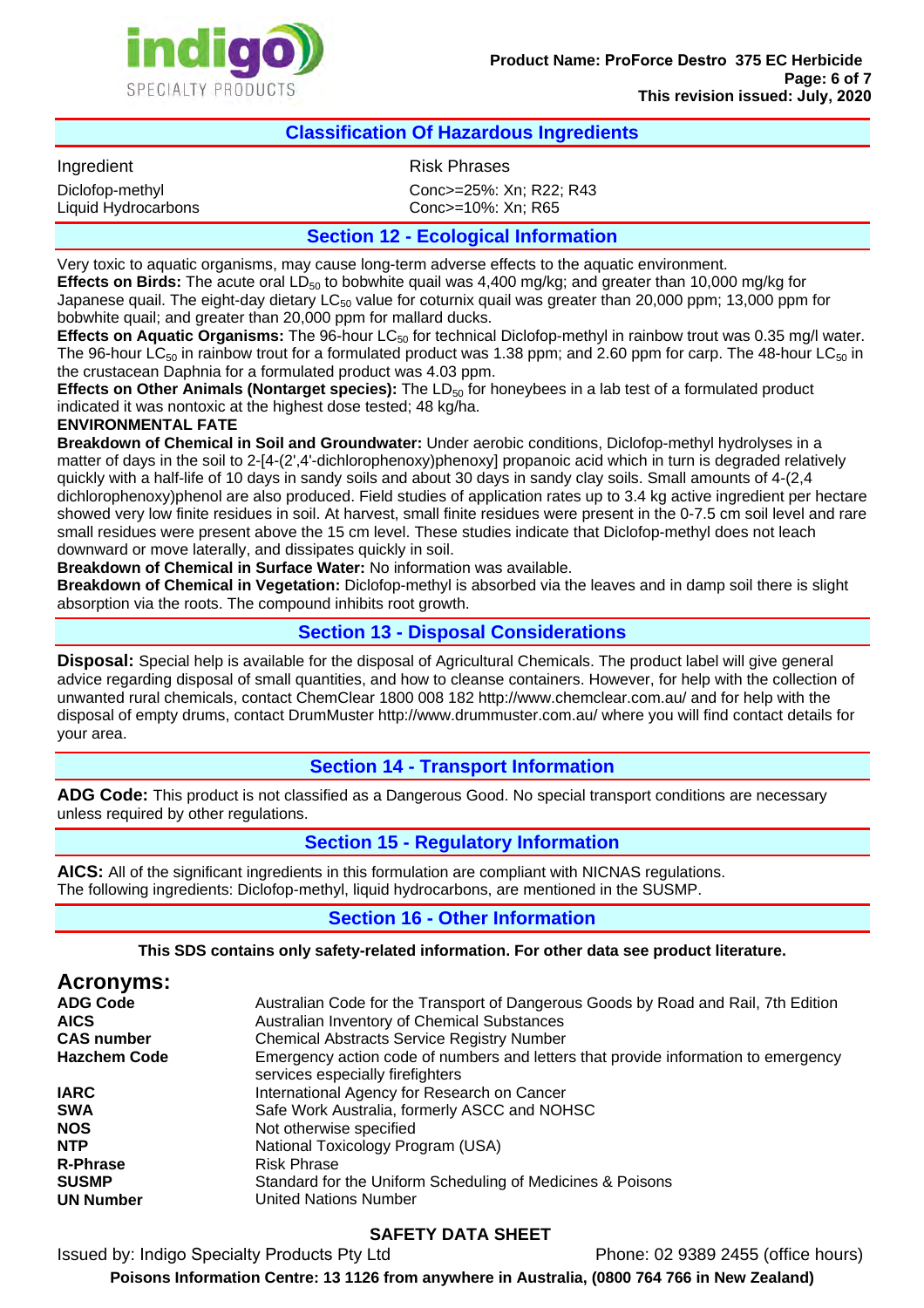## Classification Of Hazardous Ingredients

| Ingredient | Risk Phrases |
| --- | --- |
| Diclofop-methyl | Conc>=25%: Xn; R22; R43 |
| Liquid Hydrocarbons | Conc>=10%: Xn; R65 |

## Section 12 - Ecological Information

Very toxic to aquatic organisms, may cause long-term adverse effects to the aquatic environment.

**Effects on Birds:** The acute oral $LD_{50}$ to bobwhite quail was 4,400 mg/kg; and greater than 10,000 mg/kg for Japanese quail. The eight-day dietary $LC_{50}$ value for coturnix quail was greater than 20,000 ppm; 13,000 ppm for bobwhite quail; and greater than 20,000 ppm for mallard ducks.

**Effects on Aquatic Organisms:** The 96-hour $LC_{50}$ for technical Diclofop-methyl in rainbow trout was 0.35 mg/l water. The 96-hour $LC_{50}$ in rainbow trout for a formulated product was 1.38 ppm; and 2.60 ppm for carp. The 48-hour $LC_{50}$ in the crustacean Daphnia for a formulated product was 4.03 ppm.

**Effects on Other Animals (Nontarget species):** The $LD_{50}$ for honeybees in a lab test of a formulated product indicated it was nontoxic at the highest dose tested; 48 kg/ha.

**ENVIRONMENTAL FATE**

**Breakdown of Chemical in Soil and Groundwater:** Under aerobic conditions, Diclofop-methyl hydrolyses in a matter of days in the soil to 2-[4-(2',4'-dichlorophenoxy)phenoxy] propanoic acid which in turn is degraded relatively quickly with a half-life of 10 days in sandy soils and about 30 days in sandy clay soils. Small amounts of 4-(2,4 dichlorophenoxy)phenol are also produced. Field studies of application rates up to 3.4 kg active ingredient per hectare showed very low finite residues in soil. At harvest, small finite residues were present in the 0-7.5 cm soil level and rare small residues were present above the 15 cm level. These studies indicate that Diclofop-methyl does not leach downward or move laterally, and dissipates quickly in soil.

**Breakdown of Chemical in Surface Water:** No information was available.

**Breakdown of Chemical in Vegetation:** Diclofop-methyl is absorbed via the leaves and in damp soil there is slight absorption via the roots. The compound inhibits root growth.

## Section 13 - Disposal Considerations

**Disposal:** Special help is available for the disposal of Agricultural Chemicals. The product label will give general advice regarding disposal of small quantities, and how to cleanse containers. However, for help with the collection of unwanted rural chemicals, contact ChemClear 1800 008 182 http://www.chemclear.com.au/ and for help with the disposal of empty drums, contact DrumMuster http://www.drummuster.com.au/ where you will find contact details for your area.

## Section 14 - Transport Information

**ADG Code:** This product is not classified as a Dangerous Good. No special transport conditions are necessary unless required by other regulations.

## Section 15 - Regulatory Information

**AICS:** All of the significant ingredients in this formulation are compliant with NICNAS regulations.
The following ingredients: Diclofop-methyl, liquid hydrocarbons, are mentioned in the SUSMP.

## Section 16 - Other Information

**This SDS contains only safety-related information. For other data see product literature.**

### Acronyms:

| | |
| --- | --- |
| **ADG Code** | Australian Code for the Transport of Dangerous Goods by Road and Rail, 7th Edition |
| **AICS** | Australian Inventory of Chemical Substances |
| **CAS number** | Chemical Abstracts Service Registry Number |
| **Hazchem Code** | Emergency action code of numbers and letters that provide information to emergency services especially firefighters |
| **IARC** | International Agency for Research on Cancer |
| **SWA** | Safe Work Australia, formerly ASCC and NOHSC |
| **NOS** | Not otherwise specified |
| **NTP** | National Toxicology Program (USA) |
| **R-Phrase** | Risk Phrase |
| **SUSMP** | Standard for the Uniform Scheduling of Medicines & Poisons |
| **UN Number** | United Nations Number |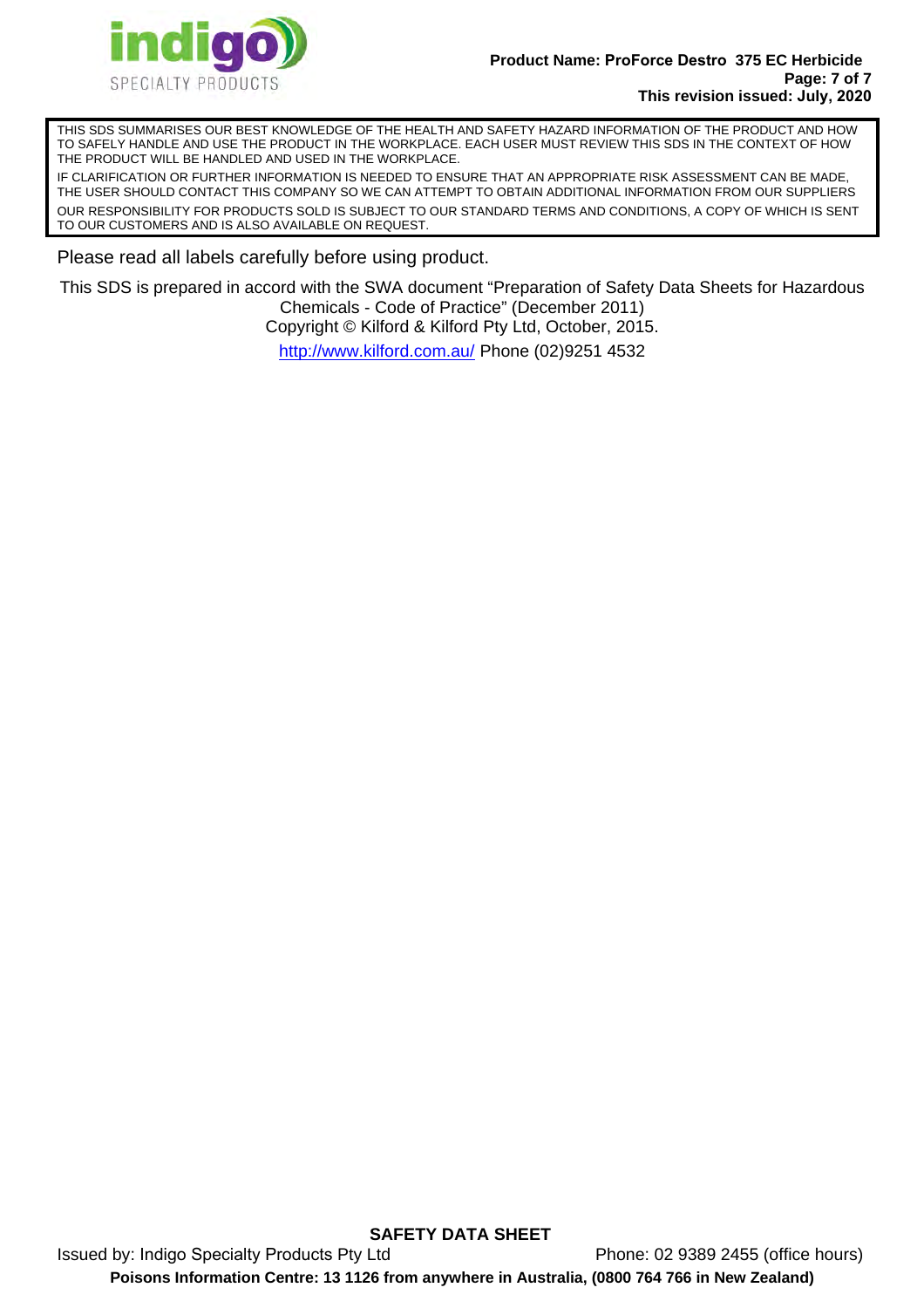THIS SDS SUMMARISES OUR BEST KNOWLEDGE OF THE HEALTH AND SAFETY HAZARD INFORMATION OF THE PRODUCT AND HOW TO SAFELY HANDLE AND USE THE PRODUCT IN THE WORKPLACE. EACH USER MUST REVIEW THIS SDS IN THE CONTEXT OF HOW THE PRODUCT WILL BE HANDLED AND USED IN THE WORKPLACE.

IF CLARIFICATION OR FURTHER INFORMATION IS NEEDED TO ENSURE THAT AN APPROPRIATE RISK ASSESSMENT CAN BE MADE, THE USER SHOULD CONTACT THIS COMPANY SO WE CAN ATTEMPT TO OBTAIN ADDITIONAL INFORMATION FROM OUR SUPPLIERS

OUR RESPONSIBILITY FOR PRODUCTS SOLD IS SUBJECT TO OUR STANDARD TERMS AND CONDITIONS, A COPY OF WHICH IS SENT TO OUR CUSTOMERS AND IS ALSO AVAILABLE ON REQUEST.

Please read all labels carefully before using product.

This SDS is prepared in accord with the SWA document "Preparation of Safety Data Sheets for Hazardous Chemicals - Code of Practice" (December 2011)

Copyright © Kilford & Kilford Pty Ltd, October, 2015.

http://www.kilford.com.au/ Phone (02)9251 4532